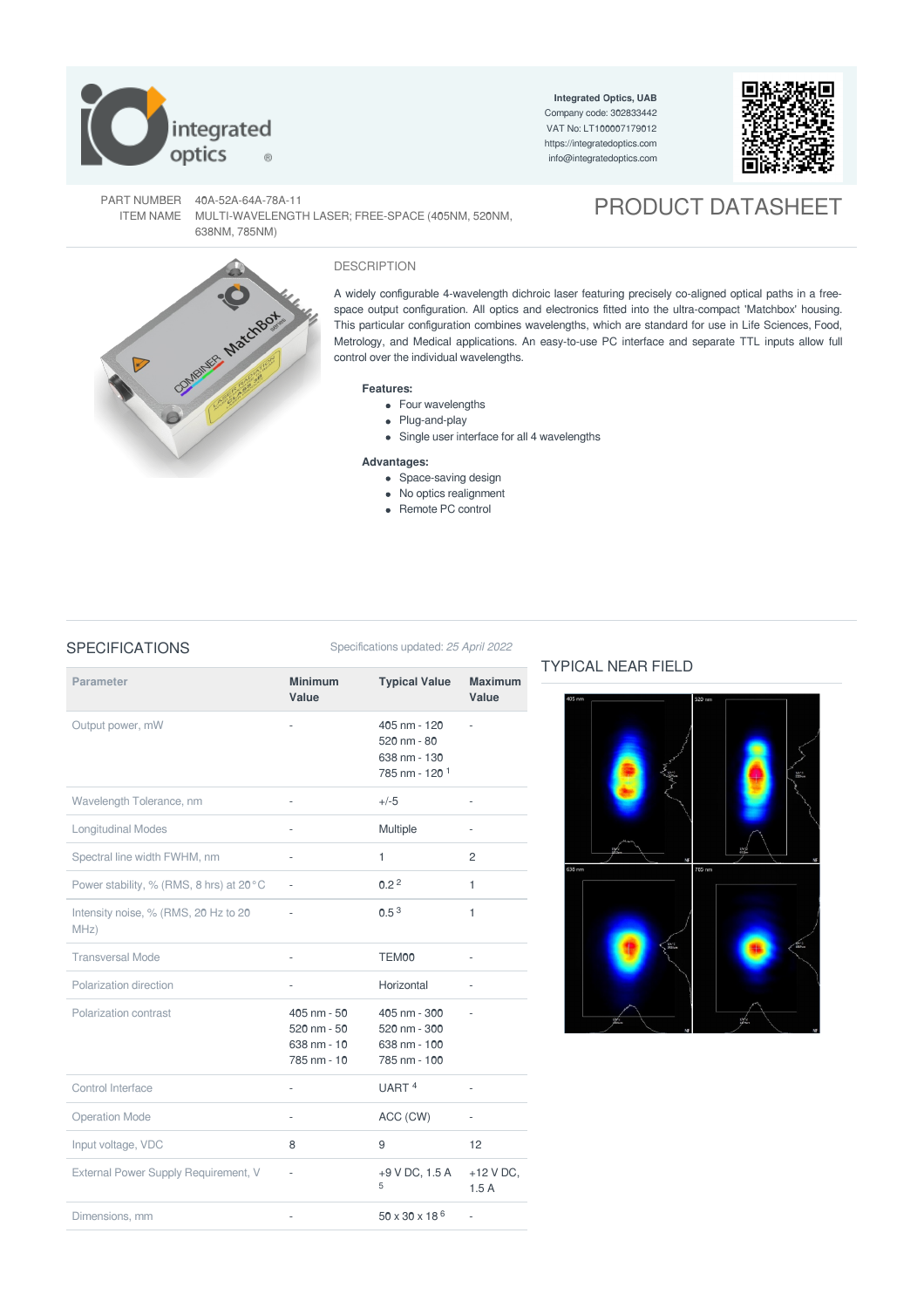Integrated Optics, UAB
Company code: 302833442
VAT No: LT100007179012
https://integratedoptics.com
info@integratedoptics.com

PART NUMBER 40A-52A-64A-78A-11
ITEM NAME MULTI-WAVELENGTH LASER; FREE-SPACE (405NM, 520NM, 638NM, 785NM)

# PRODUCT DATASHEET

## DESCRIPTION

A widely configurable 4-wavelength dichroic laser featuring precisely co-aligned optical paths in a free-space output configuration. All optics and electronics fitted into the ultra-compact 'Matchbox' housing. This particular configuration combines wavelengths, which are standard for use in Life Sciences, Food, Metrology, and Medical applications. An easy-to-use PC interface and separate TTL inputs allow full control over the individual wavelengths.

**Features:**

- Four wavelengths
- Plug-and-play
- Single user interface for all 4 wavelengths

**Advantages:**

- Space-saving design
- No optics realignment
- Remote PC control

## SPECIFICATIONS

Specifications updated: *25 April 2022*

| Parameter | Minimum Value | Typical Value | Maximum Value |
|---|---|---|---|
| Output power, mW | - | 405 nm - 120<br>520 nm - 80<br>638 nm - 130<br>785 nm - 120 [1] | - |
| Wavelength Tolerance, nm | - | +/-5 | - |
| Longitudinal Modes | - | Multiple | - |
| Spectral line width FWHM, nm | - | 1 | 2 |
| Power stability, % (RMS, 8 hrs) at 20 °C | - | 0.2 [2] | 1 |
| Intensity noise, % (RMS, 20 Hz to 20 MHz) | - | 0.5 [3] | 1 |
| Transversal Mode | - | TEM00 | - |
| Polarization direction | - | Horizontal | - |
| Polarization contrast | 405 nm - 50<br>520 nm - 50<br>638 nm - 10<br>785 nm - 10 | 405 nm - 300<br>520 nm - 300<br>638 nm - 100<br>785 nm - 100 | - |
| Control Interface | - | UART [4] | - |
| Operation Mode | - | ACC (CW) | - |
| Input voltage, VDC | 8 | 9 | 12 |
| External Power Supply Requirement, V | - | +9 V DC, 1.5 A [5] | +12 V DC, 1.5 A |
| Dimensions, mm | - | 50 x 30 x 18 [6] | - |

## TYPICAL NEAR FIELD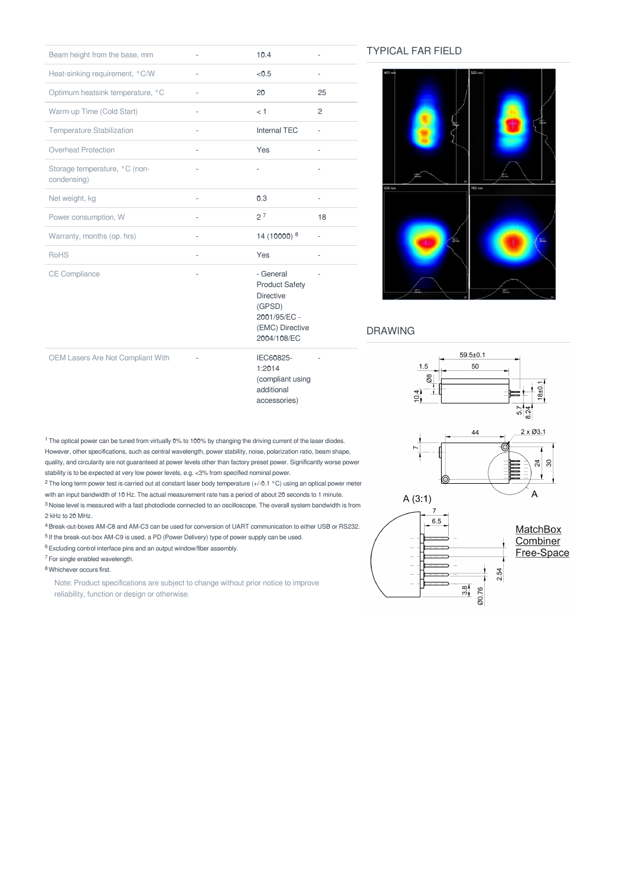| | | | |
|---|---|---|---|
| Beam height from the base, mm | - | 10.4 | - |
| Heat-sinking requirement, °C/W | - | <0.5 | - |
| Optimum heatsink temperature, °C | - | 20 | 25 |
| Warm-up Time (Cold Start) | - | < 1 | 2 |
| Temperature Stabilization | - | Internal TEC | - |
| Overheat Protection | - | Yes | - |
| Storage temperature, °C (non-condensing) | - | - | - |
| Net weight, kg | - | 0.3 | - |
| Power consumption, W | - | 2 [7] | 18 |
| Warranty, months (op. hrs) | - | 14 (10000) [8] | - |
| RoHS | - | Yes | - |
| CE Compliance | - | - General Product Safety Directive (GPSD) 2001/95/EC - (EMC) Directive 2004/108/EC | - |
| OEM Lasers Are Not Compliant With | - | IEC60825-1:2014 (compliant using additional accessories) | - |

[1] The optical power can be tuned from virtually 0% to 100% by changing the driving current of the laser diodes. However, other specifications, such as central wavelength, power stability, noise, polarization ratio, beam shape, quality, and circularity are not guaranteed at power levels other than factory preset power. Significantly worse power stability is to be expected at very low power levels, e.g. <3% from specified nominal power.

[2] The long term power test is carried out at constant laser body temperature (+/-0.1 °C) using an optical power meter with an input bandwidth of 10 Hz. The actual measurement rate has a period of about 20 seconds to 1 minute.

[3] Noise level is measured with a fast photodiode connected to an oscilloscope. The overall system bandwidth is from 2 kHz to 20 MHz.

[4] Break-out-boxes AM-C8 and AM-C3 can be used for conversion of UART communication to either USB or RS232.

[5] If the break-out-box AM-C9 is used, a PD (Power Delivery) type of power supply can be used.

[6] Excluding control interface pins and an output window/fiber assembly.

[7] For single enabled wavelength.

[8] Whichever occurs first.

Note: Product specifications are subject to change without prior notice to improve reliability, function or design or otherwise.

## TYPICAL FAR FIELD

405 nm
520 nm
638 nm
785 nm

## DRAWING

59.5±0.1
1.5
50
Ø8
10.4
18±0.1
5.7
8.24
44
2 x Ø3.1
7
24
30
A
A (3:1)
7
6.5
2.54
3.8
Ø0.76

MatchBox
Combiner
Free-Space